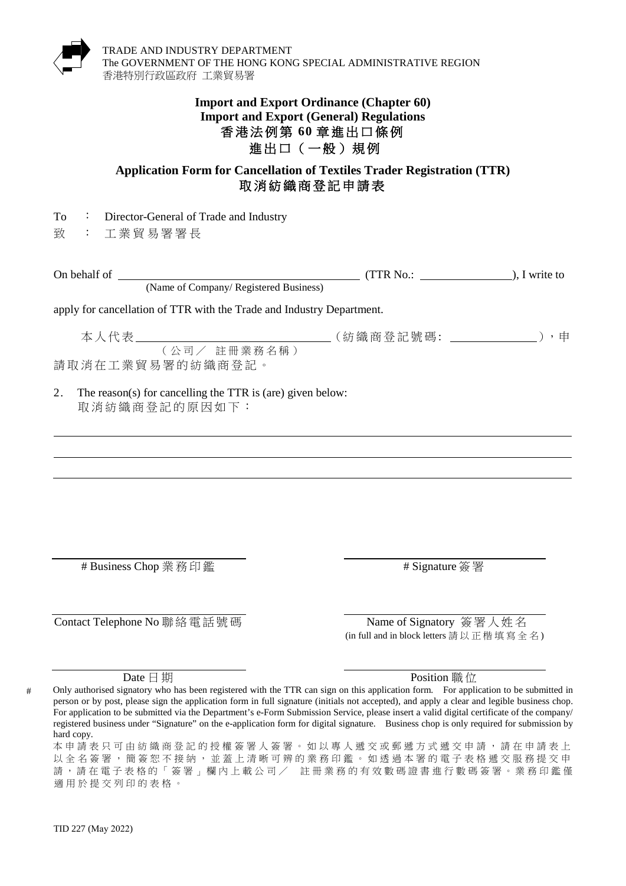TRADE AND INDUSTRY DEPARTMENT
The GOVERNMENT OF THE HONG KONG SPECIAL ADMINISTRATIVE REGION
香港特別行政區政府 工業貿易署

**Import and Export Ordinance (Chapter 60)**
**Import and Export (General) Regulations**
**香港法例第 60 章進出口條例**
**進出口（一般）規例**

## Application Form for Cancellation of Textiles Trader Registration (TTR)
## 取消紡織商登記申請表

To : Director-General of Trade and Industry
致 : 工業貿易署署長

On behalf of ________________________ (TTR No.: __________), I write to
(Name of Company/ Registered Business)

apply for cancellation of TTR with the Trade and Industry Department.

本人代表________________________（紡織商登記號碼: __________），申
（公司／ 註冊業務名稱）
請取消在工業貿易署的紡織商登記。

2. The reason(s) for cancelling the TTR is (are) given below:
取消紡織商登記的原因如下：

______________________________________________

______________________________________________

______________________________________________

| | |
|---|---|
| # Business Chop 業務印鑑 | # Signature 簽署 |
| Contact Telephone No 聯絡電話號碼 | Name of Signatory 簽署人姓名 (in full and in block letters 請以正楷填寫全名) |
| Date 日期 | Position 職位 |

\# Only authorised signatory who has been registered with the TTR can sign on this application form. For application to be submitted in person or by post, please sign the application form in full signature (initials not accepted), and apply a clear and legible business chop. For application to be submitted via the Department's e-Form Submission Service, please insert a valid digital certificate of the company/ registered business under "Signature" on the e-application form for digital signature. Business chop is only required for submission by hard copy.

本申請表只可由紡織商登記的授權簽署人簽署。如以專人遞交或郵遞方式遞交申請，請在申請表上以全名簽署，簡簽恕不接納，並蓋上清晰可辨的業務印鑑。如透過本署的電子表格遞交服務提交申請，請在電子表格的「簽署」欄內上載公司／ 註冊業務的有效數碼證書進行數碼簽署。業務印鑑僅適用於提交列印的表格。

TID 227 (May 2022)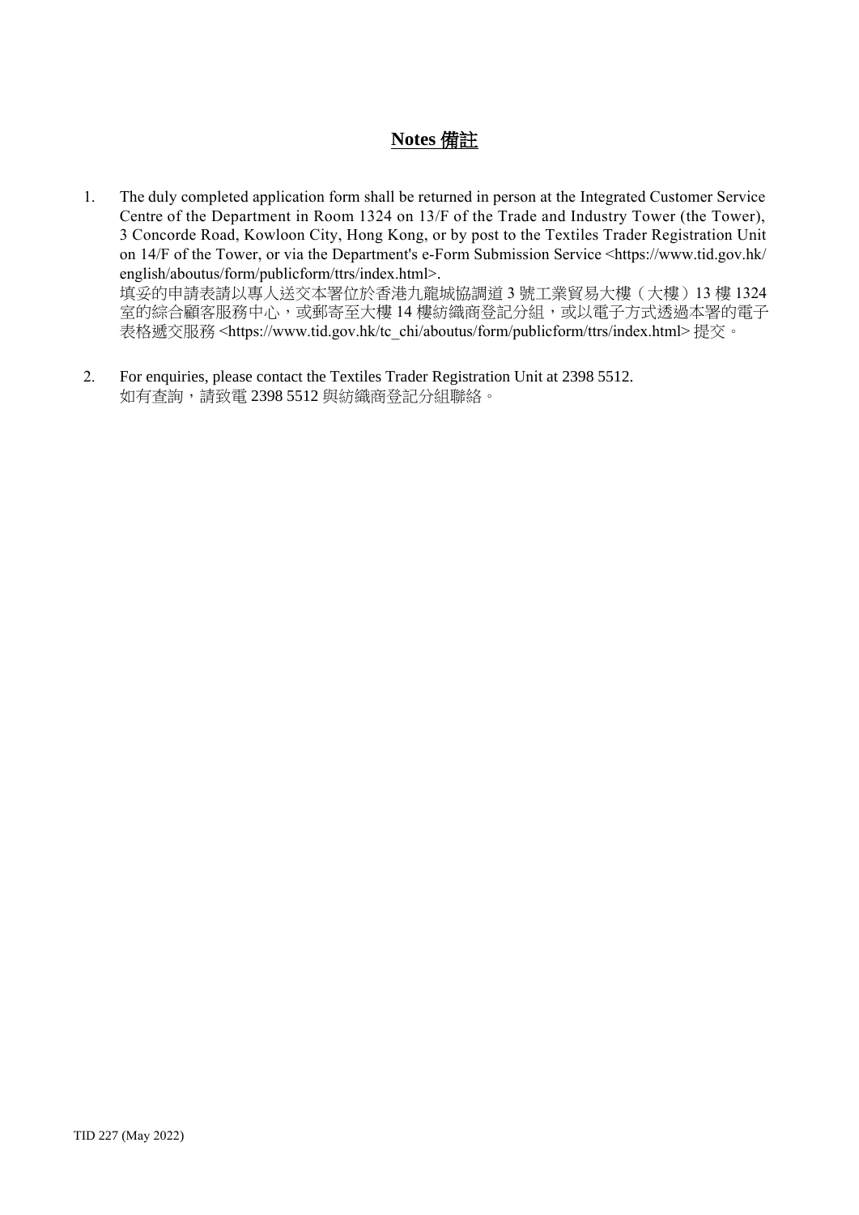## **Notes 備註**

1. The duly completed application form shall be returned in person at the Integrated Customer Service Centre of the Department in Room 1324 on 13/F of the Trade and Industry Tower (the Tower), 3 Concorde Road, Kowloon City, Hong Kong, or by post to the Textiles Trader Registration Unit on 14/F of the Tower, or via the Department's e-Form Submission Service <https://www.tid.gov.hk/english/aboutus/form/publicform/ttrs/index.html>.
填妥的申請表請以專人送交本署位於香港九龍城協調道 3 號工業貿易大樓（大樓）13 樓 1324 室的綜合顧客服務中心，或郵寄至大樓 14 樓紡織商登記分組，或以電子方式透過本署的電子表格遞交服務 <https://www.tid.gov.hk/tc_chi/aboutus/form/publicform/ttrs/index.html> 提交。

2. For enquiries, please contact the Textiles Trader Registration Unit at 2398 5512.
如有查詢，請致電 2398 5512 與紡織商登記分組聯絡。

TID 227 (May 2022)